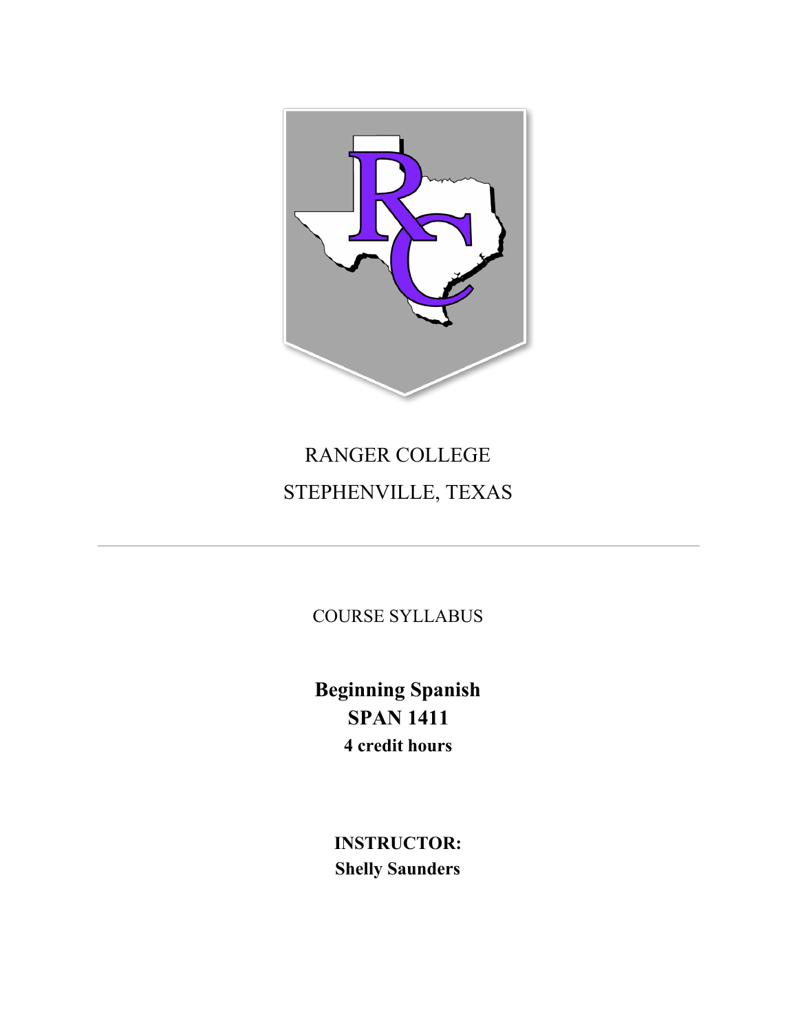RANGER COLLEGE

STEPHENVILLE, TEXAS

---

COURSE SYLLABUS

# Beginning Spanish
# SPAN 1411
**4 credit hours**

**INSTRUCTOR:**
**Shelly Saunders**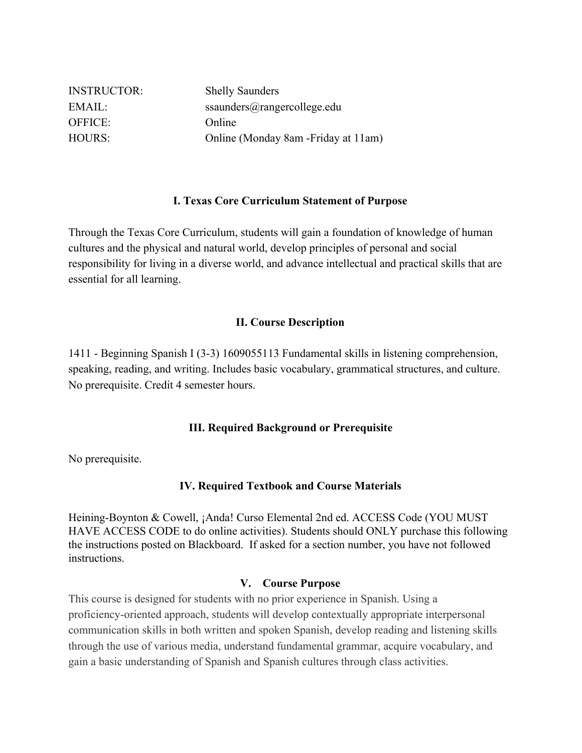| | |
|---|---|
| INSTRUCTOR: | Shelly Saunders |
| EMAIL: | ssaunders@rangercollege.edu |
| OFFICE: | Online |
| HOURS: | Online (Monday 8am -Friday at 11am) |

### I. Texas Core Curriculum Statement of Purpose

Through the Texas Core Curriculum, students will gain a foundation of knowledge of human cultures and the physical and natural world, develop principles of personal and social responsibility for living in a diverse world, and advance intellectual and practical skills that are essential for all learning.

### II. Course Description

1411 - Beginning Spanish I (3-3) 1609055113 Fundamental skills in listening comprehension, speaking, reading, and writing. Includes basic vocabulary, grammatical structures, and culture. No prerequisite. Credit 4 semester hours.

### III. Required Background or Prerequisite

No prerequisite.

### IV. Required Textbook and Course Materials

Heining-Boynton & Cowell, ¡Anda! Curso Elemental 2nd ed. ACCESS Code (YOU MUST HAVE ACCESS CODE to do online activities). Students should ONLY purchase this following the instructions posted on Blackboard. If asked for a section number, you have not followed instructions.

### V. Course Purpose

This course is designed for students with no prior experience in Spanish. Using a proficiency-oriented approach, students will develop contextually appropriate interpersonal communication skills in both written and spoken Spanish, develop reading and listening skills through the use of various media, understand fundamental grammar, acquire vocabulary, and gain a basic understanding of Spanish and Spanish cultures through class activities.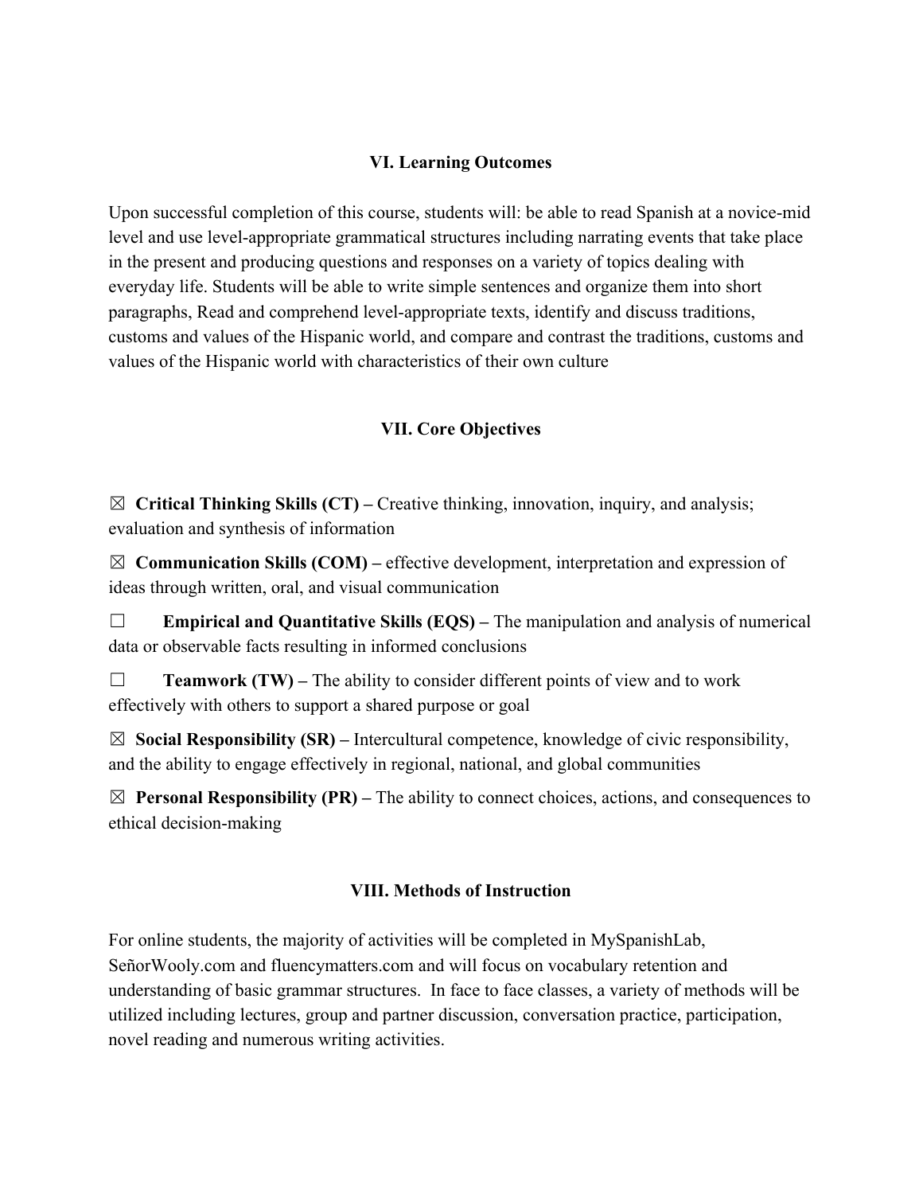## VI. Learning Outcomes

Upon successful completion of this course, students will: be able to read Spanish at a novice-mid level and use level-appropriate grammatical structures including narrating events that take place in the present and producing questions and responses on a variety of topics dealing with everyday life. Students will be able to write simple sentences and organize them into short paragraphs, Read and comprehend level-appropriate texts, identify and discuss traditions, customs and values of the Hispanic world, and compare and contrast the traditions, customs and values of the Hispanic world with characteristics of their own culture

## VII. Core Objectives

☒ **Critical Thinking Skills (CT) –** Creative thinking, innovation, inquiry, and analysis; evaluation and synthesis of information

☒ **Communication Skills (COM) –** effective development, interpretation and expression of ideas through written, oral, and visual communication

☐ **Empirical and Quantitative Skills (EQS) –** The manipulation and analysis of numerical data or observable facts resulting in informed conclusions

☐ **Teamwork (TW) –** The ability to consider different points of view and to work effectively with others to support a shared purpose or goal

☒ **Social Responsibility (SR) –** Intercultural competence, knowledge of civic responsibility, and the ability to engage effectively in regional, national, and global communities

☒ **Personal Responsibility (PR) –** The ability to connect choices, actions, and consequences to ethical decision-making

## VIII. Methods of Instruction

For online students, the majority of activities will be completed in MySpanishLab, SeñorWooly.com and fluencymatters.com and will focus on vocabulary retention and understanding of basic grammar structures. In face to face classes, a variety of methods will be utilized including lectures, group and partner discussion, conversation practice, participation, novel reading and numerous writing activities.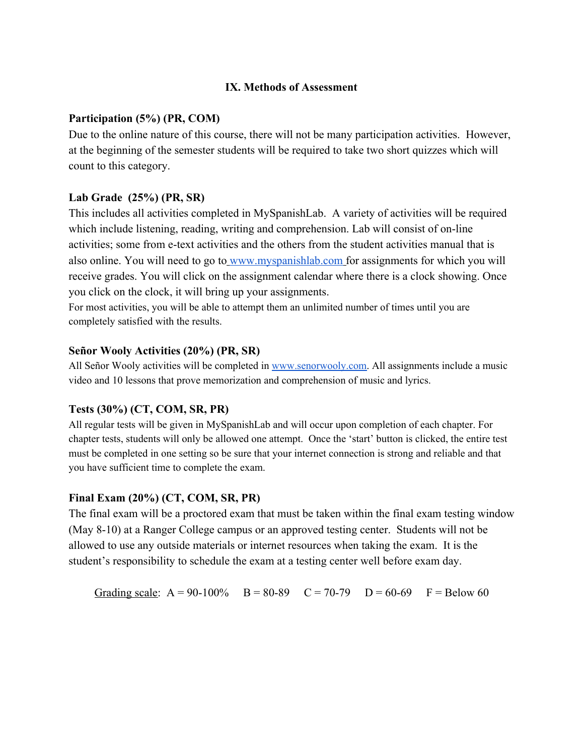## IX. Methods of Assessment

**Participation (5%) (PR, COM)**

Due to the online nature of this course, there will not be many participation activities. However, at the beginning of the semester students will be required to take two short quizzes which will count to this category.

**Lab Grade (25%) (PR, SR)**

This includes all activities completed in MySpanishLab. A variety of activities will be required which include listening, reading, writing and comprehension. Lab will consist of on-line activities; some from e-text activities and the others from the student activities manual that is also online. You will need to go to www.myspanishlab.com for assignments for which you will receive grades. You will click on the assignment calendar where there is a clock showing. Once you click on the clock, it will bring up your assignments.

For most activities, you will be able to attempt them an unlimited number of times until you are completely satisfied with the results.

**Señor Wooly Activities (20%) (PR, SR)**

All Señor Wooly activities will be completed in www.senorwooly.com. All assignments include a music video and 10 lessons that prove memorization and comprehension of music and lyrics.

**Tests (30%) (CT, COM, SR, PR)**

All regular tests will be given in MySpanishLab and will occur upon completion of each chapter. For chapter tests, students will only be allowed one attempt. Once the 'start' button is clicked, the entire test must be completed in one setting so be sure that your internet connection is strong and reliable and that you have sufficient time to complete the exam.

**Final Exam (20%) (CT, COM, SR, PR)**

The final exam will be a proctored exam that must be taken within the final exam testing window (May 8-10) at a Ranger College campus or an approved testing center. Students will not be allowed to use any outside materials or internet resources when taking the exam. It is the student's responsibility to schedule the exam at a testing center well before exam day.

Grading scale: A = 90-100% B = 80-89 C = 70-79 D = 60-69 F = Below 60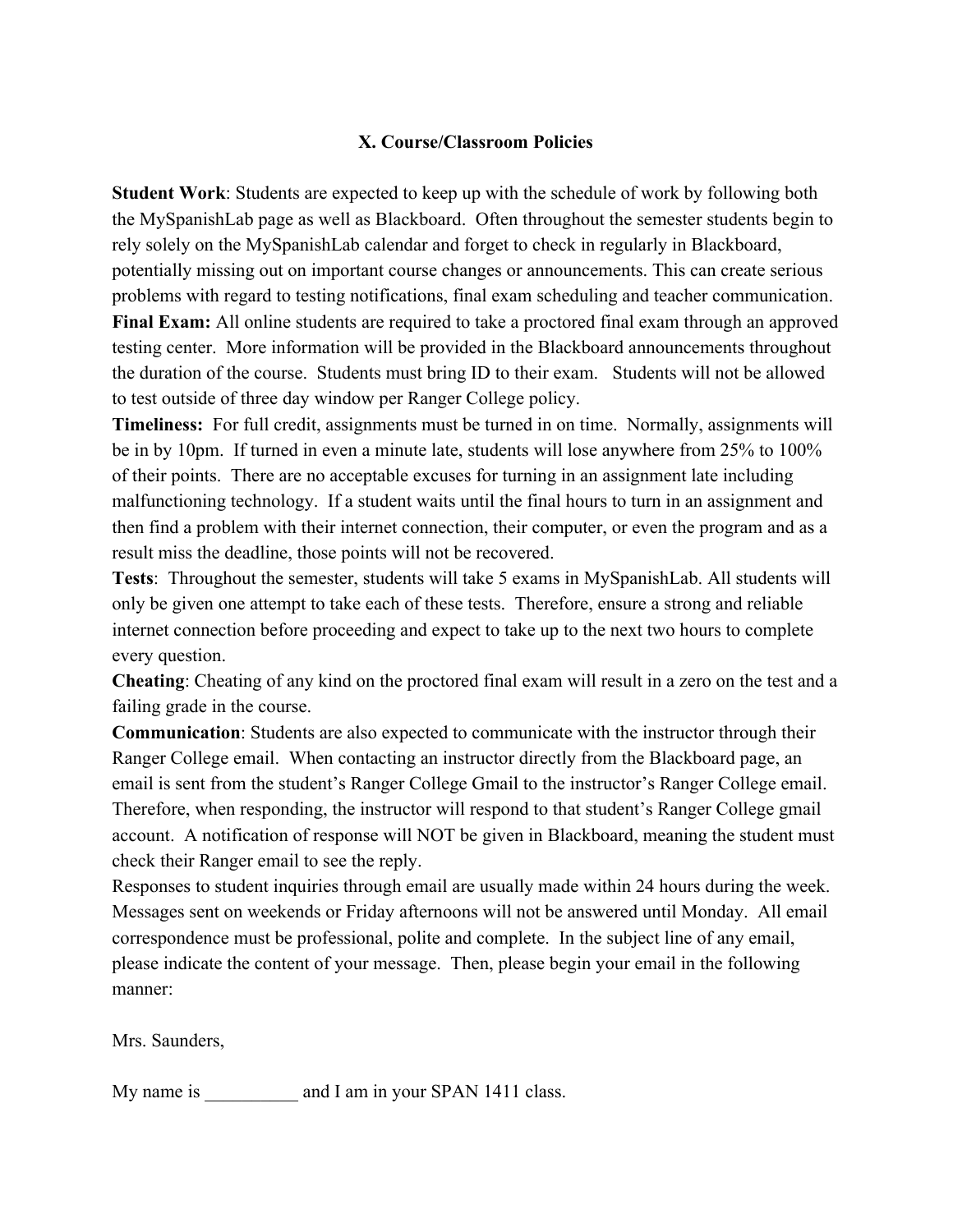## X. Course/Classroom Policies

**Student Work**: Students are expected to keep up with the schedule of work by following both the MySpanishLab page as well as Blackboard. Often throughout the semester students begin to rely solely on the MySpanishLab calendar and forget to check in regularly in Blackboard, potentially missing out on important course changes or announcements. This can create serious problems with regard to testing notifications, final exam scheduling and teacher communication.

**Final Exam:** All online students are required to take a proctored final exam through an approved testing center. More information will be provided in the Blackboard announcements throughout the duration of the course. Students must bring ID to their exam. Students will not be allowed to test outside of three day window per Ranger College policy.

**Timeliness:** For full credit, assignments must be turned in on time. Normally, assignments will be in by 10pm. If turned in even a minute late, students will lose anywhere from 25% to 100% of their points. There are no acceptable excuses for turning in an assignment late including malfunctioning technology. If a student waits until the final hours to turn in an assignment and then find a problem with their internet connection, their computer, or even the program and as a result miss the deadline, those points will not be recovered.

**Tests**: Throughout the semester, students will take 5 exams in MySpanishLab. All students will only be given one attempt to take each of these tests. Therefore, ensure a strong and reliable internet connection before proceeding and expect to take up to the next two hours to complete every question.

**Cheating**: Cheating of any kind on the proctored final exam will result in a zero on the test and a failing grade in the course.

**Communication**: Students are also expected to communicate with the instructor through their Ranger College email. When contacting an instructor directly from the Blackboard page, an email is sent from the student's Ranger College Gmail to the instructor's Ranger College email. Therefore, when responding, the instructor will respond to that student's Ranger College gmail account. A notification of response will NOT be given in Blackboard, meaning the student must check their Ranger email to see the reply.

Responses to student inquiries through email are usually made within 24 hours during the week. Messages sent on weekends or Friday afternoons will not be answered until Monday. All email correspondence must be professional, polite and complete. In the subject line of any email, please indicate the content of your message. Then, please begin your email in the following manner:

Mrs. Saunders,

My name is __________ and I am in your SPAN 1411 class.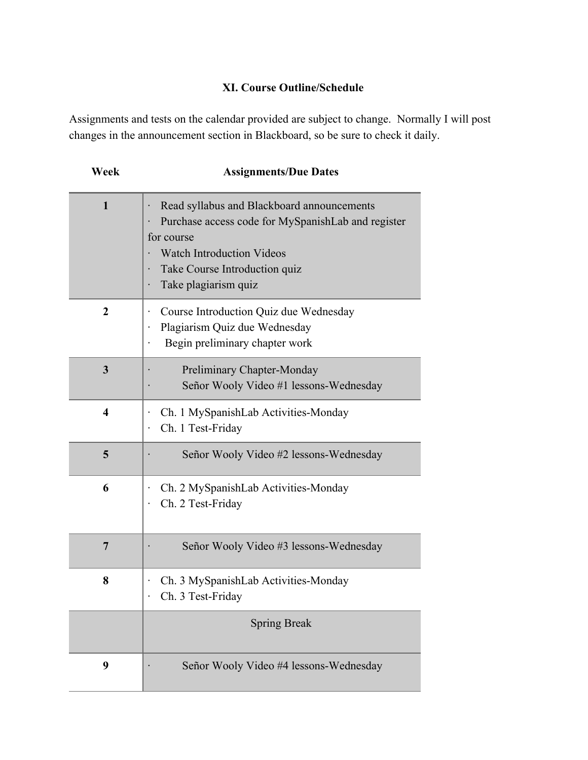### XI. Course Outline/Schedule

Assignments and tests on the calendar provided are subject to change. Normally I will post changes in the announcement section in Blackboard, so be sure to check it daily.

| Week | Assignments/Due Dates |
|---|---|
| 1 | · Read syllabus and Blackboard announcements<br>· Purchase access code for MySpanishLab and register for course<br>· Watch Introduction Videos<br>· Take Course Introduction quiz<br>· Take plagiarism quiz |
| 2 | · Course Introduction Quiz due Wednesday<br>· Plagiarism Quiz due Wednesday<br>· Begin preliminary chapter work |
| 3 | · Preliminary Chapter-Monday<br>· Señor Wooly Video #1 lessons-Wednesday |
| 4 | · Ch. 1 MySpanishLab Activities-Monday<br>· Ch. 1 Test-Friday |
| 5 | · Señor Wooly Video #2 lessons-Wednesday |
| 6 | · Ch. 2 MySpanishLab Activities-Monday<br>· Ch. 2 Test-Friday |
| 7 | · Señor Wooly Video #3 lessons-Wednesday |
| 8 | · Ch. 3 MySpanishLab Activities-Monday<br>· Ch. 3 Test-Friday |
| | Spring Break |
| 9 | · Señor Wooly Video #4 lessons-Wednesday |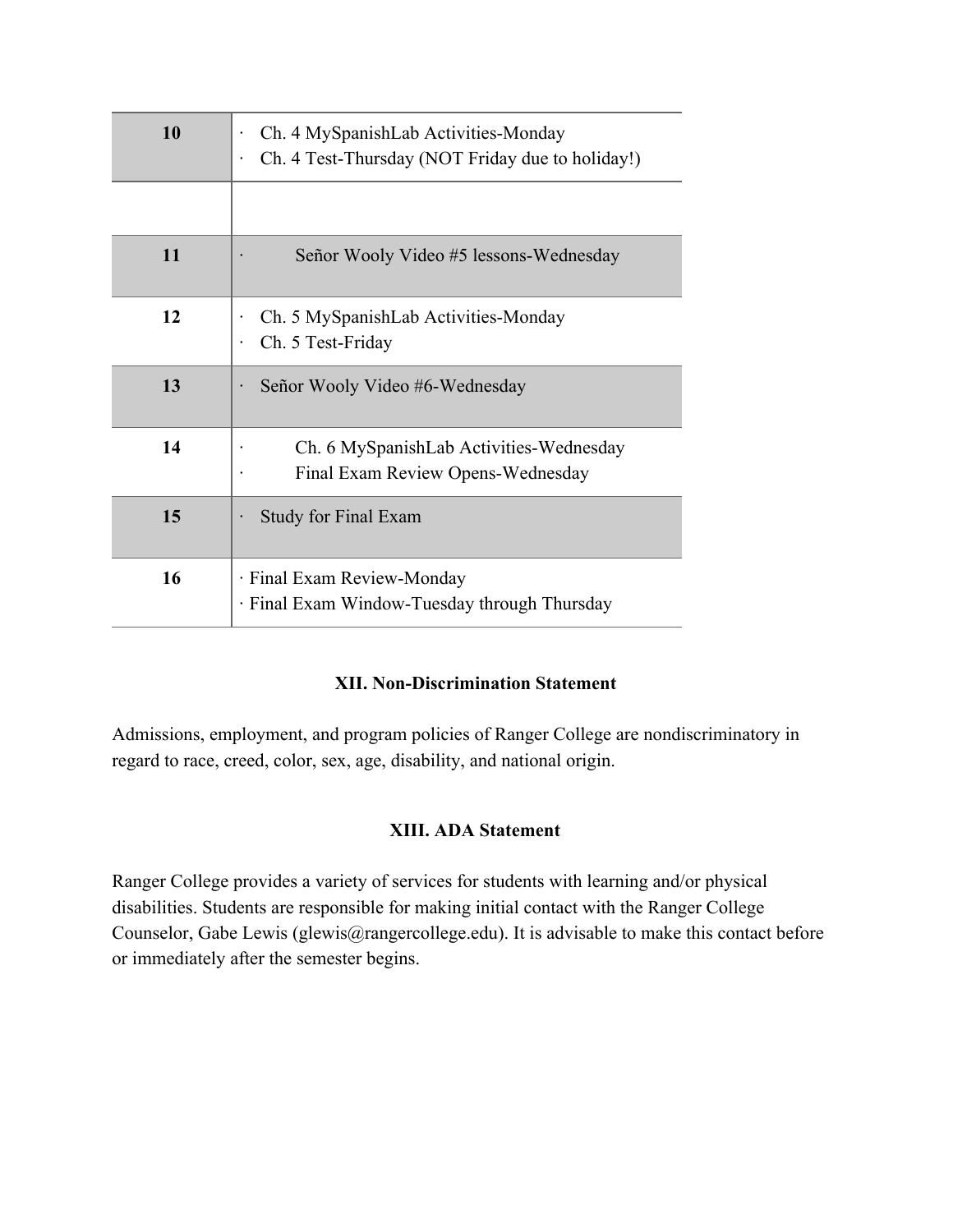| | |
|---|---|
| **10** | · Ch. 4 MySpanishLab Activities-Monday<br>· Ch. 4 Test-Thursday (NOT Friday due to holiday!) |
| | |
| **11** | · Señor Wooly Video #5 lessons-Wednesday |
| **12** | · Ch. 5 MySpanishLab Activities-Monday<br>· Ch. 5 Test-Friday |
| **13** | · Señor Wooly Video #6-Wednesday |
| **14** | · Ch. 6 MySpanishLab Activities-Wednesday<br>· Final Exam Review Opens-Wednesday |
| **15** | · Study for Final Exam |
| **16** | · Final Exam Review-Monday<br>· Final Exam Window-Tuesday through Thursday |

### XII. Non-Discrimination Statement

Admissions, employment, and program policies of Ranger College are nondiscriminatory in regard to race, creed, color, sex, age, disability, and national origin.

### XIII. ADA Statement

Ranger College provides a variety of services for students with learning and/or physical disabilities. Students are responsible for making initial contact with the Ranger College Counselor, Gabe Lewis (glewis@rangercollege.edu). It is advisable to make this contact before or immediately after the semester begins.